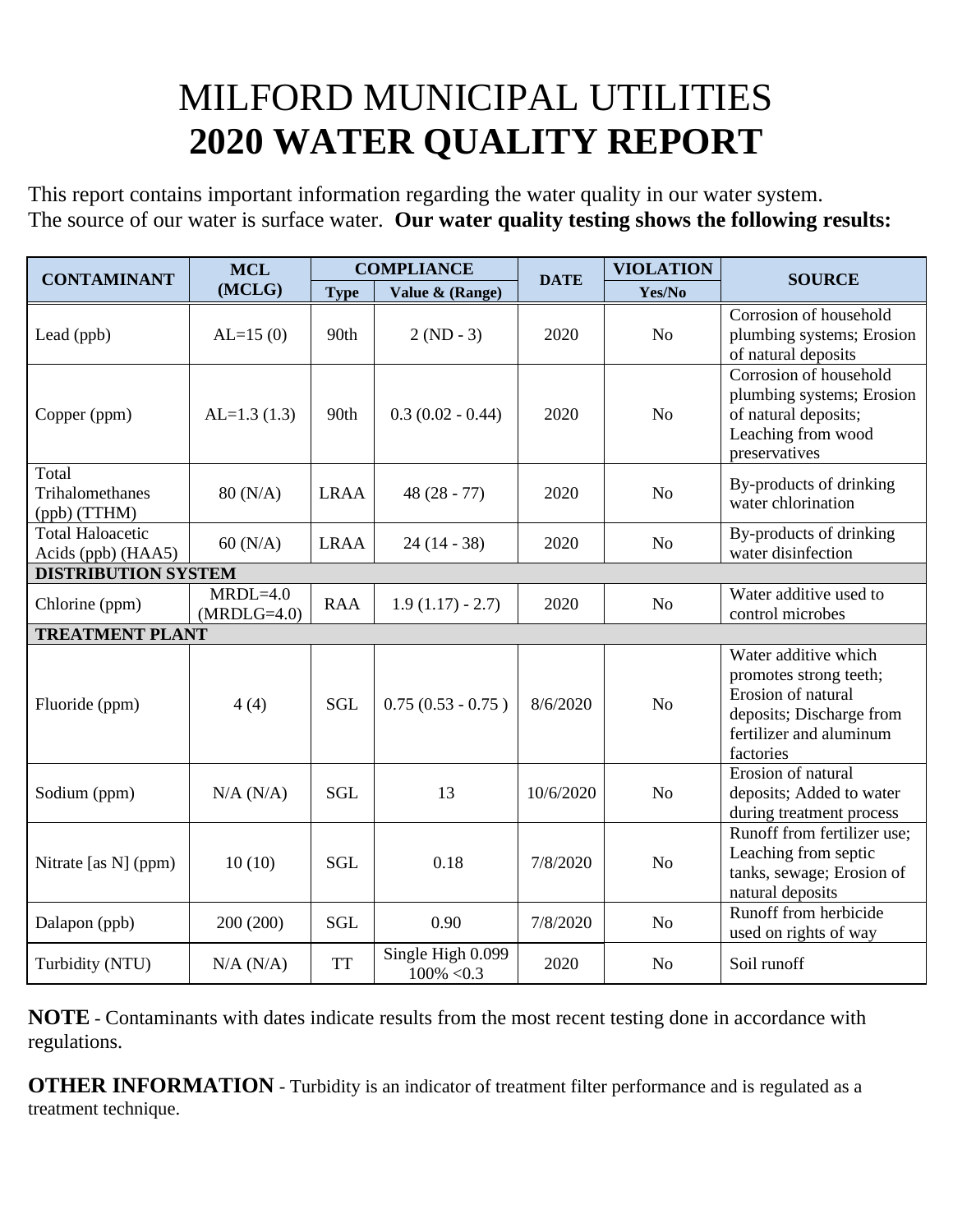# MILFORD MUNICIPAL UTILITIES
# 2020 WATER QUALITY REPORT

This report contains important information regarding the water quality in our water system.
The source of our water is surface water. **Our water quality testing shows the following results:**

| CONTAMINANT | MCL (MCLG) | COMPLIANCE | | DATE | VIOLATION | SOURCE |
|---|---|---|---|---|---|---|
| | | Type | Value & (Range) | | Yes/No | |
| Lead (ppb) | AL=15 (0) | 90th | 2 (ND - 3) | 2020 | No | Corrosion of household plumbing systems; Erosion of natural deposits |
| Copper (ppm) | AL=1.3 (1.3) | 90th | 0.3 (0.02 - 0.44) | 2020 | No | Corrosion of household plumbing systems; Erosion of natural deposits; Leaching from wood preservatives |
| Total Trihalomethanes (ppb) (TTHM) | 80 (N/A) | LRAA | 48 (28 - 77) | 2020 | No | By-products of drinking water chlorination |
| Total Haloacetic Acids (ppb) (HAA5) | 60 (N/A) | LRAA | 24 (14 - 38) | 2020 | No | By-products of drinking water disinfection |
| **DISTRIBUTION SYSTEM** | | | | | | |
| Chlorine (ppm) | MRDL=4.0 (MRDLG=4.0) | RAA | 1.9 (1.17) - 2.7) | 2020 | No | Water additive used to control microbes |
| **TREATMENT PLANT** | | | | | | |
| Fluoride (ppm) | 4 (4) | SGL | 0.75 (0.53 - 0.75 ) | 8/6/2020 | No | Water additive which promotes strong teeth; Erosion of natural deposits; Discharge from fertilizer and aluminum factories |
| Sodium (ppm) | N/A (N/A) | SGL | 13 | 10/6/2020 | No | Erosion of natural deposits; Added to water during treatment process |
| Nitrate [as N] (ppm) | 10 (10) | SGL | 0.18 | 7/8/2020 | No | Runoff from fertilizer use; Leaching from septic tanks, sewage; Erosion of natural deposits |
| Dalapon (ppb) | 200 (200) | SGL | 0.90 | 7/8/2020 | No | Runoff from herbicide used on rights of way |
| Turbidity (NTU) | N/A (N/A) | TT | Single High 0.099 100% <0.3 | 2020 | No | Soil runoff |

**NOTE** - Contaminants with dates indicate results from the most recent testing done in accordance with regulations.

**OTHER INFORMATION** - Turbidity is an indicator of treatment filter performance and is regulated as a treatment technique.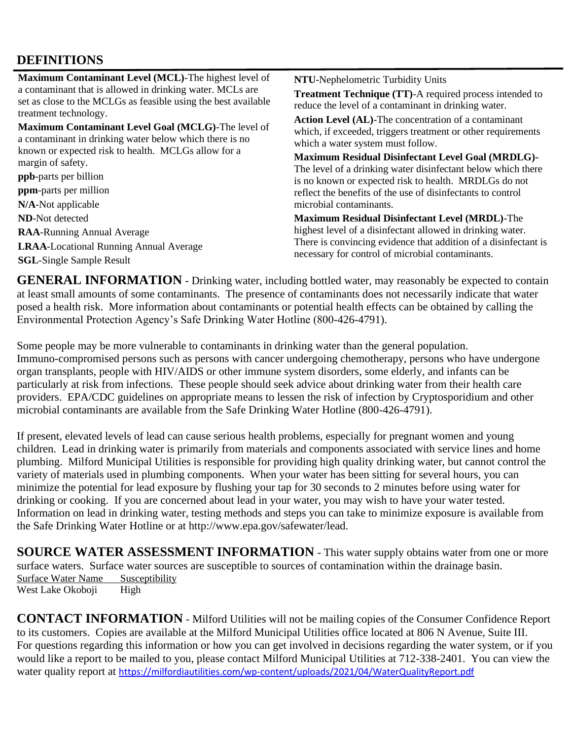## DEFINITIONS

**Maximum Contaminant Level (MCL)**-The highest level of a contaminant that is allowed in drinking water. MCLs are set as close to the MCLGs as feasible using the best available treatment technology.

**Maximum Contaminant Level Goal (MCLG)**-The level of a contaminant in drinking water below which there is no known or expected risk to health. MCLGs allow for a margin of safety.

**ppb**-parts per billion

**ppm**-parts per million

**N/A**-Not applicable

**ND**-Not detected

**RAA**-Running Annual Average

**LRAA**-Locational Running Annual Average

**SGL**-Single Sample Result

**NTU**-Nephelometric Turbidity Units

**Treatment Technique (TT)**-A required process intended to reduce the level of a contaminant in drinking water.

**Action Level (AL)**-The concentration of a contaminant which, if exceeded, triggers treatment or other requirements which a water system must follow.

**Maximum Residual Disinfectant Level Goal (MRDLG)**-The level of a drinking water disinfectant below which there is no known or expected risk to health. MRDLGs do not reflect the benefits of the use of disinfectants to control microbial contaminants.

**Maximum Residual Disinfectant Level (MRDL)**-The highest level of a disinfectant allowed in drinking water. There is convincing evidence that addition of a disinfectant is necessary for control of microbial contaminants.

**GENERAL INFORMATION** - Drinking water, including bottled water, may reasonably be expected to contain at least small amounts of some contaminants. The presence of contaminants does not necessarily indicate that water posed a health risk. More information about contaminants or potential health effects can be obtained by calling the Environmental Protection Agency's Safe Drinking Water Hotline (800-426-4791).

Some people may be more vulnerable to contaminants in drinking water than the general population. Immuno-compromised persons such as persons with cancer undergoing chemotherapy, persons who have undergone organ transplants, people with HIV/AIDS or other immune system disorders, some elderly, and infants can be particularly at risk from infections. These people should seek advice about drinking water from their health care providers. EPA/CDC guidelines on appropriate means to lessen the risk of infection by Cryptosporidium and other microbial contaminants are available from the Safe Drinking Water Hotline (800-426-4791).

If present, elevated levels of lead can cause serious health problems, especially for pregnant women and young children. Lead in drinking water is primarily from materials and components associated with service lines and home plumbing. Milford Municipal Utilities is responsible for providing high quality drinking water, but cannot control the variety of materials used in plumbing components. When your water has been sitting for several hours, you can minimize the potential for lead exposure by flushing your tap for 30 seconds to 2 minutes before using water for drinking or cooking. If you are concerned about lead in your water, you may wish to have your water tested. Information on lead in drinking water, testing methods and steps you can take to minimize exposure is available from the Safe Drinking Water Hotline or at http://www.epa.gov/safewater/lead.

**SOURCE WATER ASSESSMENT INFORMATION** - This water supply obtains water from one or more surface waters. Surface water sources are susceptible to sources of contamination within the drainage basin.

| Surface Water Name | Susceptibility |
|---|---|
| West Lake Okoboji | High |

**CONTACT INFORMATION** - Milford Utilities will not be mailing copies of the Consumer Confidence Report to its customers. Copies are available at the Milford Municipal Utilities office located at 806 N Avenue, Suite III. For questions regarding this information or how you can get involved in decisions regarding the water system, or if you would like a report to be mailed to you, please contact Milford Municipal Utilities at 712-338-2401. You can view the water quality report at https://milfordiautilities.com/wp-content/uploads/2021/04/WaterQualityReport.pdf